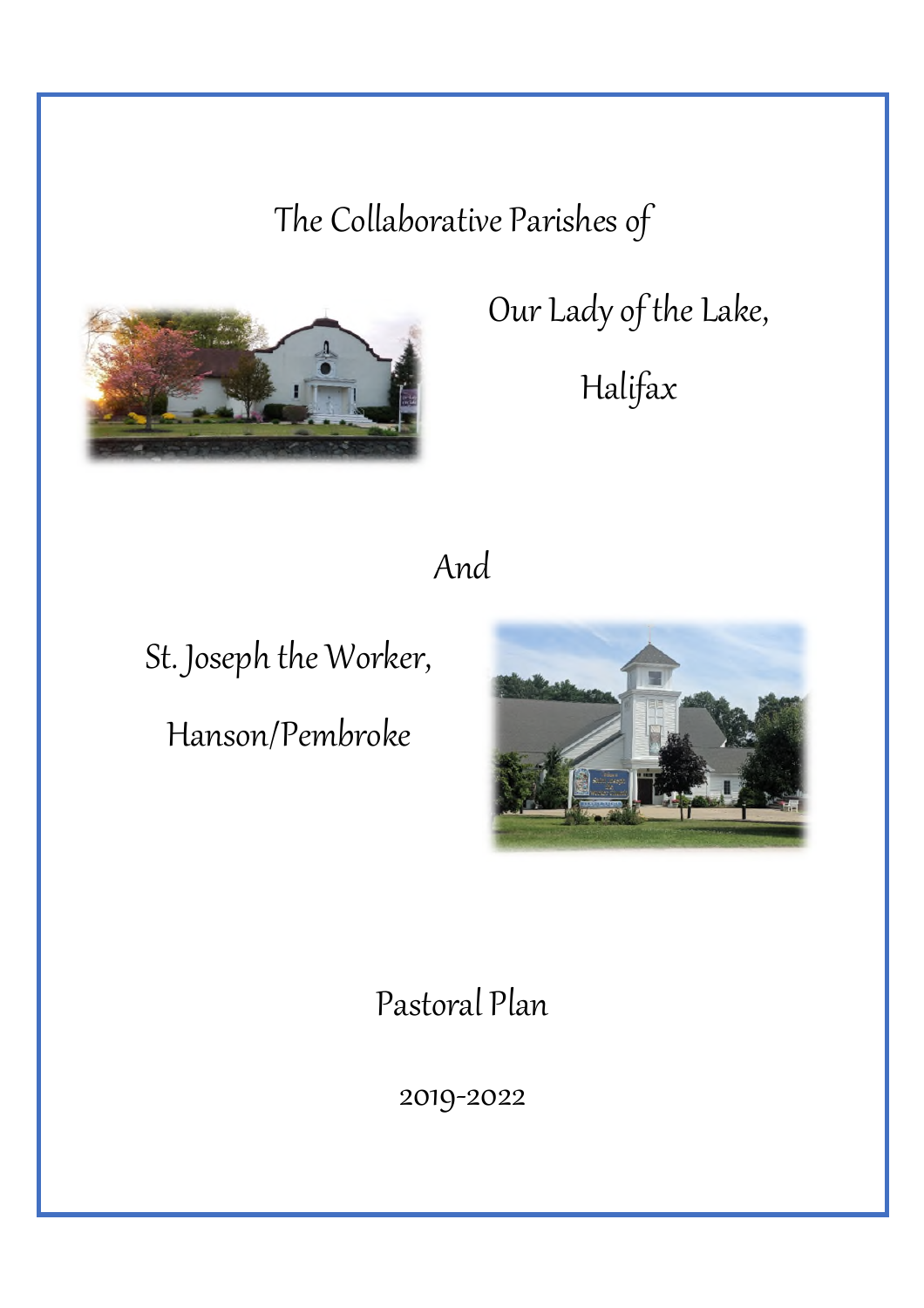# The Collaborative Parishes of

## Our Lady of the Lake,

## Halifax

## And

## St. Joseph the Worker,

## Hanson/Pembroke

# Pastoral Plan

2019-2022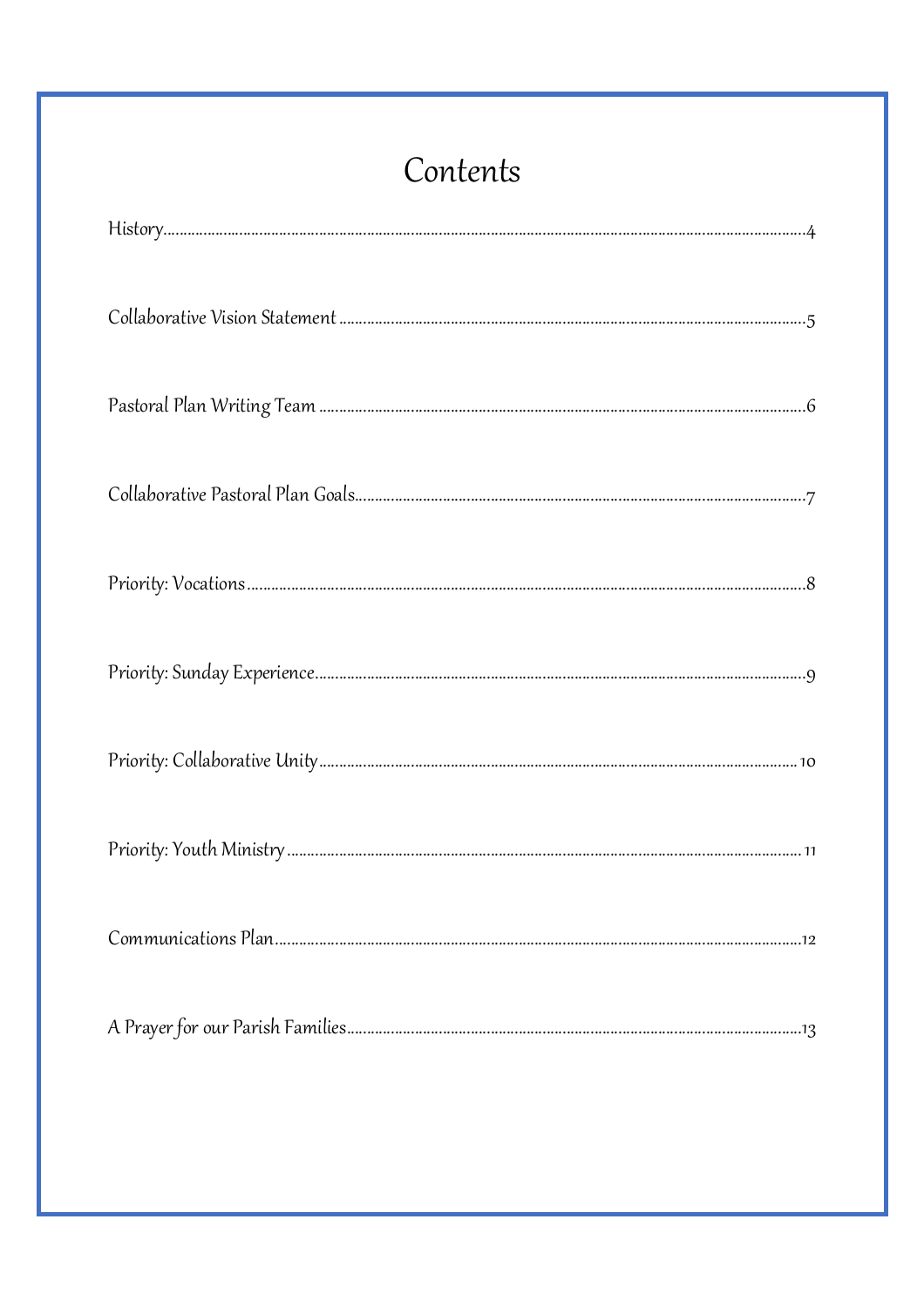# Contents

History....................................................................................................4

Collaborative Vision Statement....................................................................5

Pastoral Plan Writing Team..........................................................................6

Collaborative Pastoral Plan Goals..................................................................7

Priority: Vocations........................................................................................8

Priority: Sunday Experience..........................................................................9

Priority: Collaborative Unity........................................................................10

Priority: Youth Ministry...............................................................................11

Communications Plan..................................................................................12

A Prayer for our Parish Families..................................................................13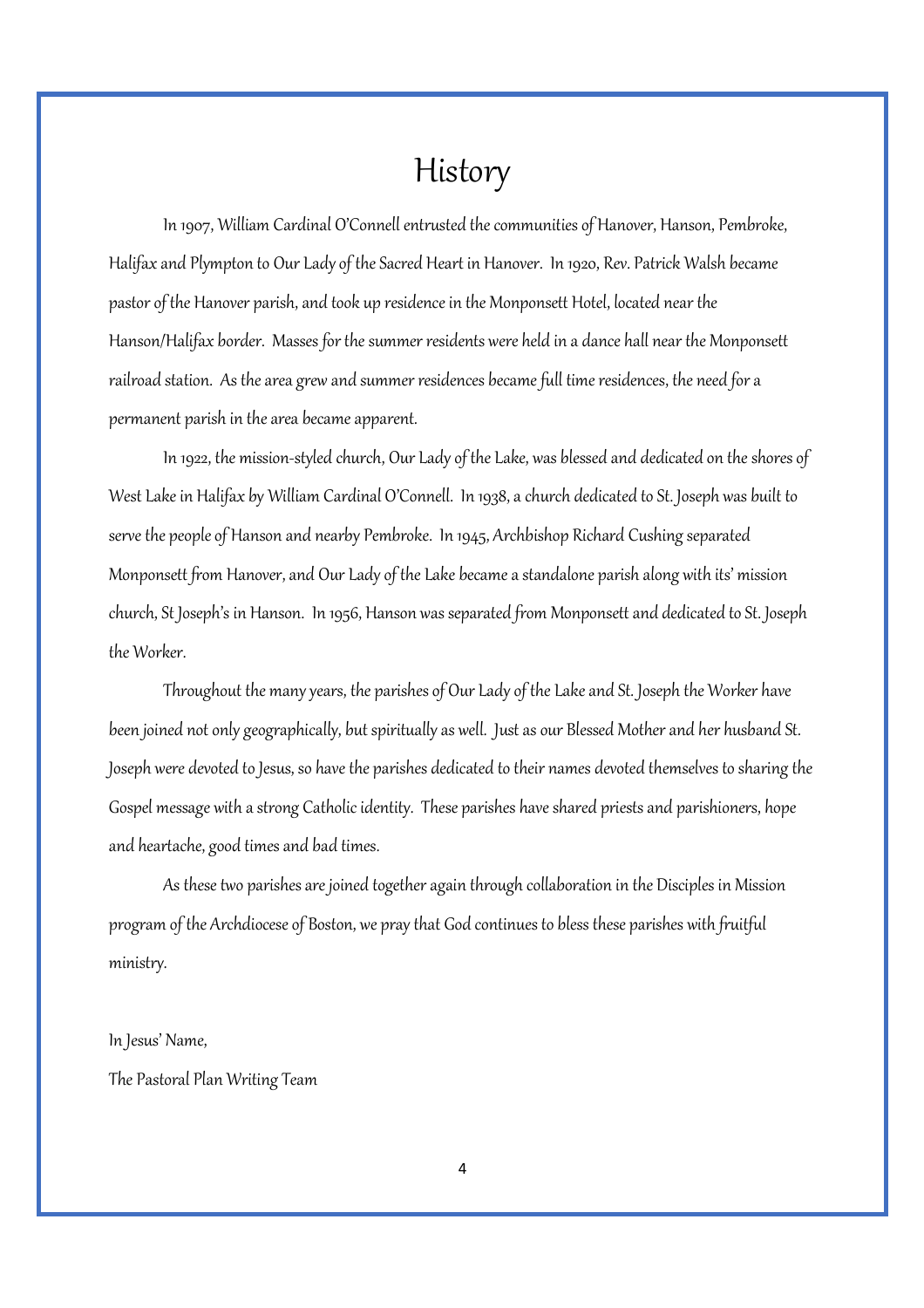# History

In 1907, William Cardinal O'Connell entrusted the communities of Hanover, Hanson, Pembroke, Halifax and Plympton to Our Lady of the Sacred Heart in Hanover. In 1920, Rev. Patrick Walsh became pastor of the Hanover parish, and took up residence in the Monponsett Hotel, located near the Hanson/Halifax border. Masses for the summer residents were held in a dance hall near the Monponsett railroad station. As the area grew and summer residences became full time residences, the need for a permanent parish in the area became apparent.

In 1922, the mission-styled church, Our Lady of the Lake, was blessed and dedicated on the shores of West Lake in Halifax by William Cardinal O'Connell. In 1938, a church dedicated to St. Joseph was built to serve the people of Hanson and nearby Pembroke. In 1945, Archbishop Richard Cushing separated Monponsett from Hanover, and Our Lady of the Lake became a standalone parish along with its' mission church, St Joseph's in Hanson. In 1956, Hanson was separated from Monponsett and dedicated to St. Joseph the Worker.

Throughout the many years, the parishes of Our Lady of the Lake and St. Joseph the Worker have been joined not only geographically, but spiritually as well. Just as our Blessed Mother and her husband St. Joseph were devoted to Jesus, so have the parishes dedicated to their names devoted themselves to sharing the Gospel message with a strong Catholic identity. These parishes have shared priests and parishioners, hope and heartache, good times and bad times.

As these two parishes are joined together again through collaboration in the Disciples in Mission program of the Archdiocese of Boston, we pray that God continues to bless these parishes with fruitful ministry.

In Jesus' Name,

The Pastoral Plan Writing Team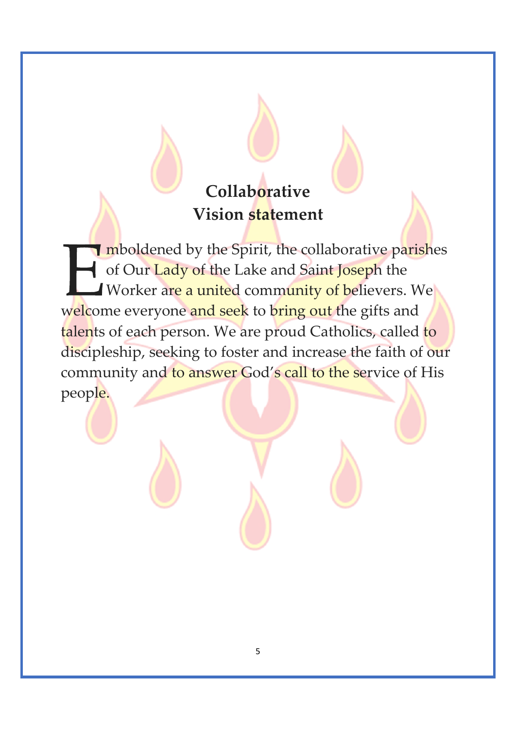## Collaborative Vision statement

Emboldened by the Spirit, the collaborative parishes of Our Lady of the Lake and Saint Joseph the Worker are a united community of believers. We welcome everyone and seek to bring out the gifts and talents of each person. We are proud Catholics, called to discipleship, seeking to foster and increase the faith of our community and to answer God's call to the service of His people.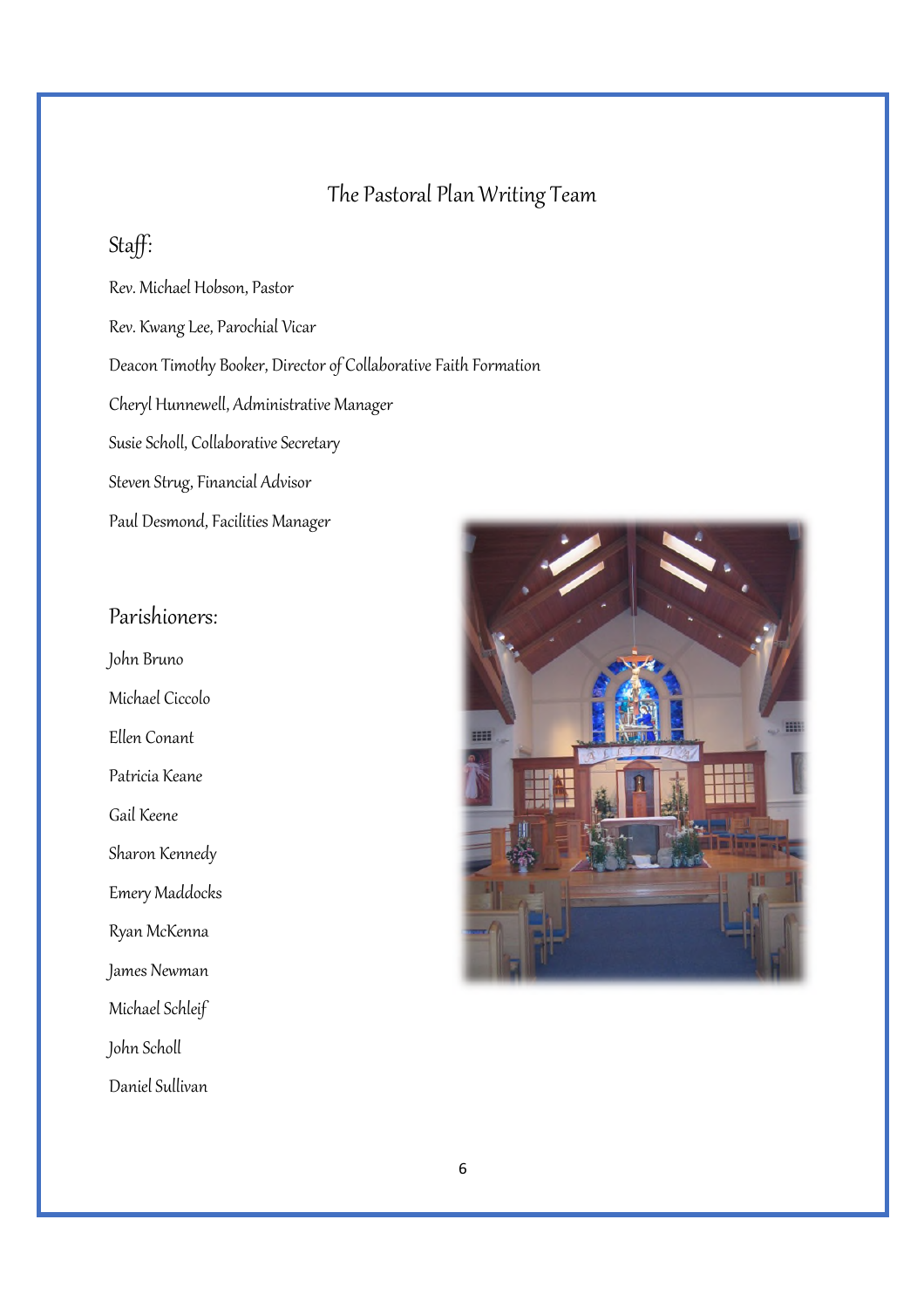# The Pastoral Plan Writing Team

## Staff:

Rev. Michael Hobson, Pastor

Rev. Kwang Lee, Parochial Vicar

Deacon Timothy Booker, Director of Collaborative Faith Formation

Cheryl Hunnewell, Administrative Manager

Susie Scholl, Collaborative Secretary

Steven Strug, Financial Advisor

Paul Desmond, Facilities Manager

## Parishioners:

John Bruno

Michael Ciccolo

Ellen Conant

Patricia Keane

Gail Keene

Sharon Kennedy

Emery Maddocks

Ryan McKenna

James Newman

Michael Schleif

John Scholl

Daniel Sullivan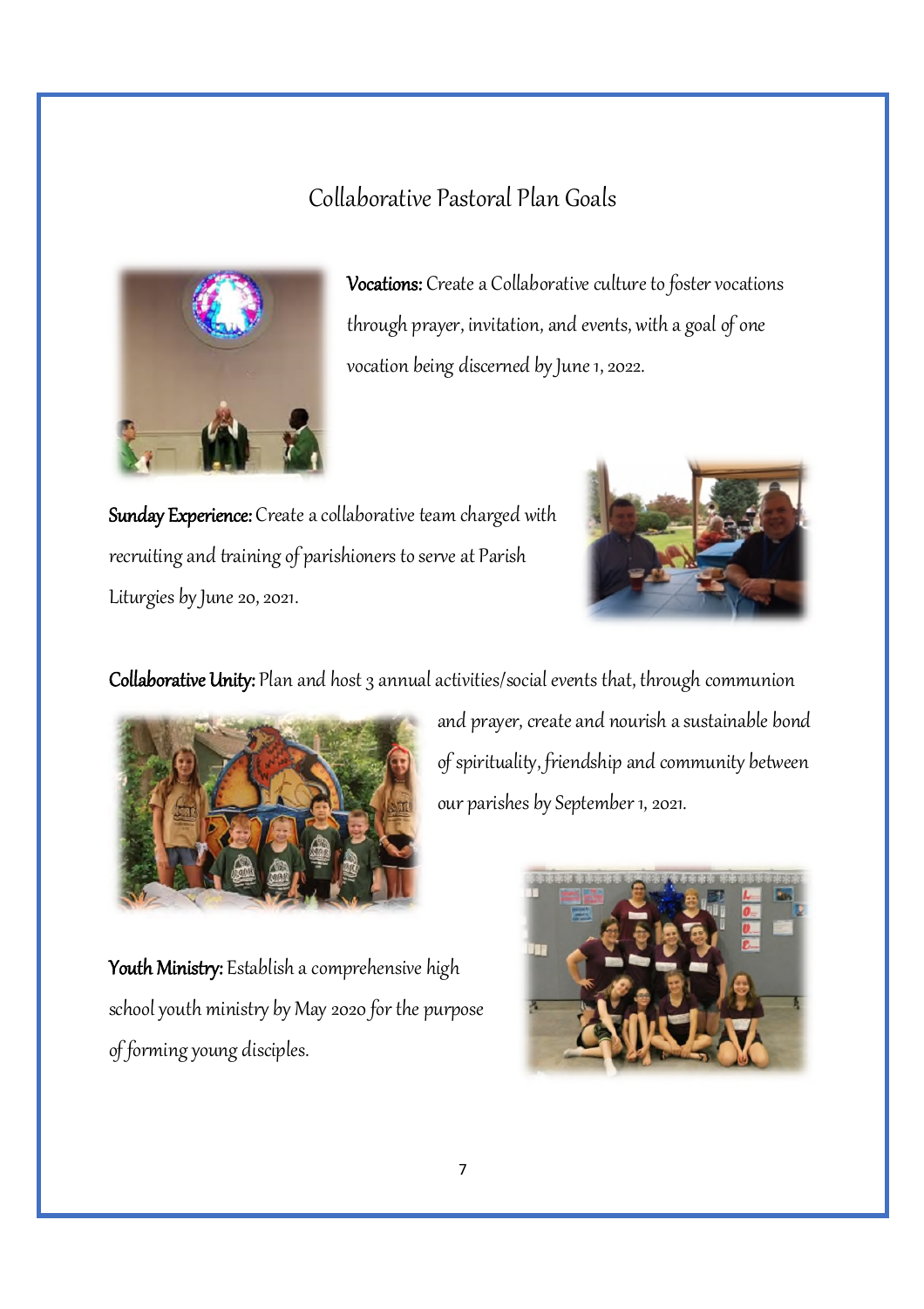# Collaborative Pastoral Plan Goals

**Vocations:** Create a Collaborative culture to foster vocations through prayer, invitation, and events, with a goal of one vocation being discerned by June 1, 2022.

**Sunday Experience:** Create a collaborative team charged with recruiting and training of parishioners to serve at Parish Liturgies by June 20, 2021.

**Collaborative Unity:** Plan and host 3 annual activities/social events that, through communion and prayer, create and nourish a sustainable bond of spirituality, friendship and community between our parishes by September 1, 2021.

**Youth Ministry:** Establish a comprehensive high school youth ministry by May 2020 for the purpose of forming young disciples.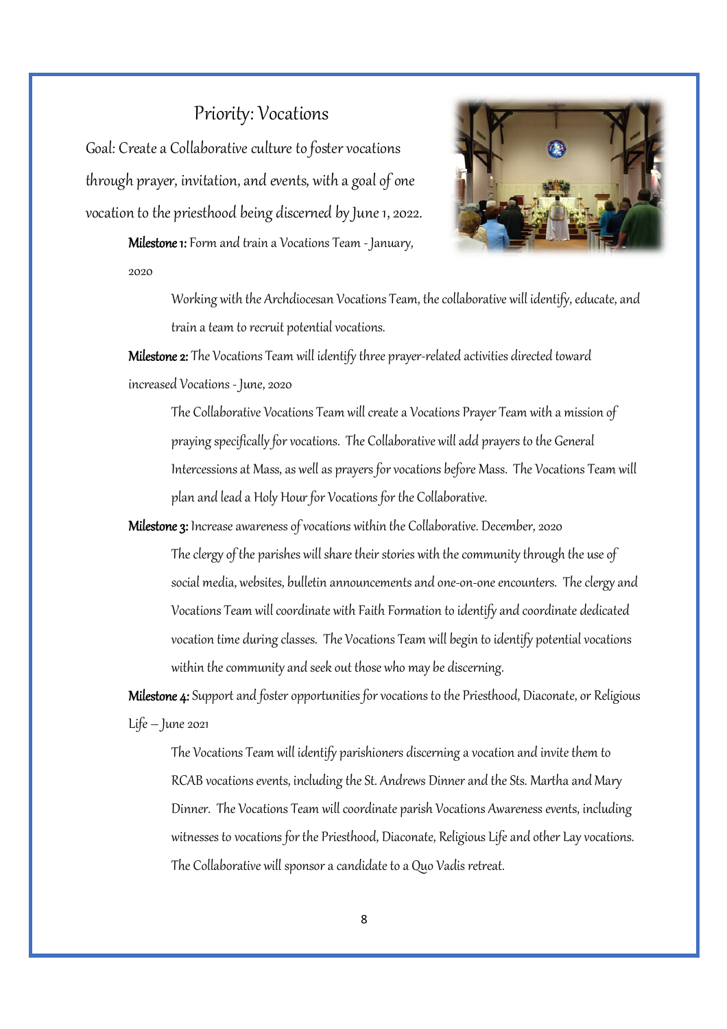## Priority: Vocations

Goal: Create a Collaborative culture to foster vocations through prayer, invitation, and events, with a goal of one vocation to the priesthood being discerned by June 1, 2022.

**Milestone 1:** Form and train a Vocations Team - January, 2020

Working with the Archdiocesan Vocations Team, the collaborative will identify, educate, and train a team to recruit potential vocations.

**Milestone 2:** The Vocations Team will identify three prayer-related activities directed toward increased Vocations - June, 2020

The Collaborative Vocations Team will create a Vocations Prayer Team with a mission of praying specifically for vocations. The Collaborative will add prayers to the General Intercessions at Mass, as well as prayers for vocations before Mass. The Vocations Team will plan and lead a Holy Hour for Vocations for the Collaborative.

**Milestone 3:** Increase awareness of vocations within the Collaborative. December, 2020

The clergy of the parishes will share their stories with the community through the use of social media, websites, bulletin announcements and one-on-one encounters. The clergy and Vocations Team will coordinate with Faith Formation to identify and coordinate dedicated vocation time during classes. The Vocations Team will begin to identify potential vocations within the community and seek out those who may be discerning.

**Milestone 4:** Support and foster opportunities for vocations to the Priesthood, Diaconate, or Religious Life – June 2021

The Vocations Team will identify parishioners discerning a vocation and invite them to RCAB vocations events, including the St. Andrews Dinner and the Sts. Martha and Mary Dinner. The Vocations Team will coordinate parish Vocations Awareness events, including witnesses to vocations for the Priesthood, Diaconate, Religious Life and other Lay vocations. The Collaborative will sponsor a candidate to a Quo Vadis retreat.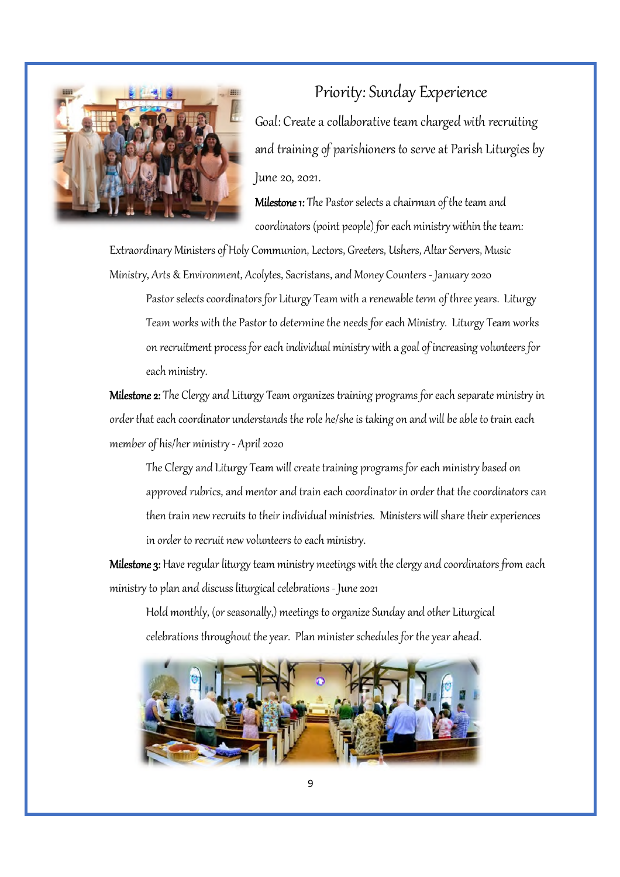## Priority: Sunday Experience

Goal: Create a collaborative team charged with recruiting and training of parishioners to serve at Parish Liturgies by June 20, 2021.

**Milestone 1:** The Pastor selects a chairman of the team and coordinators (point people) for each ministry within the team: Extraordinary Ministers of Holy Communion, Lectors, Greeters, Ushers, Altar Servers, Music Ministry, Arts & Environment, Acolytes, Sacristans, and Money Counters - January 2020

> Pastor selects coordinators for Liturgy Team with a renewable term of three years. Liturgy Team works with the Pastor to determine the needs for each Ministry. Liturgy Team works on recruitment process for each individual ministry with a goal of increasing volunteers for each ministry.

**Milestone 2:** The Clergy and Liturgy Team organizes training programs for each separate ministry in order that each coordinator understands the role he/she is taking on and will be able to train each member of his/her ministry - April 2020

> The Clergy and Liturgy Team will create training programs for each ministry based on approved rubrics, and mentor and train each coordinator in order that the coordinators can then train new recruits to their individual ministries. Ministers will share their experiences in order to recruit new volunteers to each ministry.

**Milestone 3:** Have regular liturgy team ministry meetings with the clergy and coordinators from each ministry to plan and discuss liturgical celebrations - June 2021

> Hold monthly, (or seasonally,) meetings to organize Sunday and other Liturgical celebrations throughout the year. Plan minister schedules for the year ahead.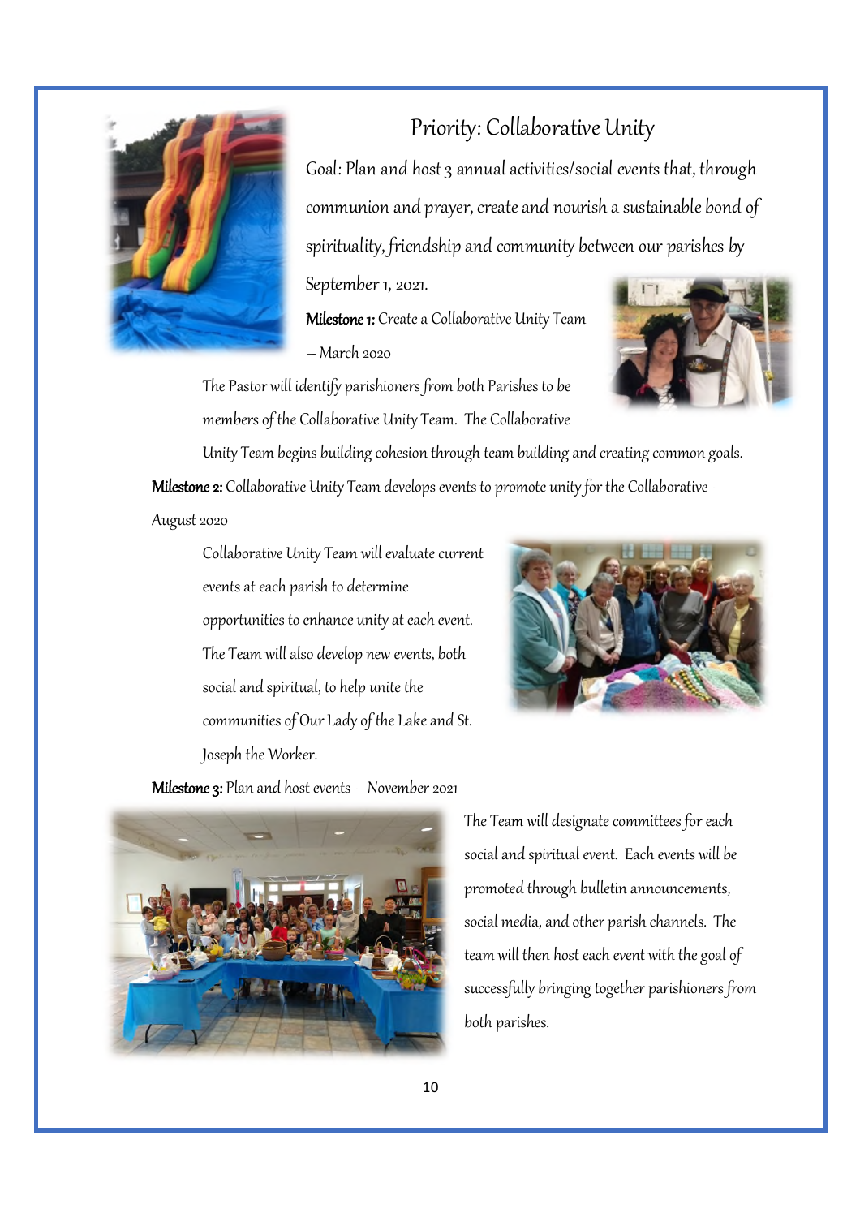## Priority: Collaborative Unity

Goal: Plan and host 3 annual activities/social events that, through communion and prayer, create and nourish a sustainable bond of spirituality, friendship and community between our parishes by September 1, 2021.

**Milestone 1:** Create a Collaborative Unity Team – March 2020

The Pastor will identify parishioners from both Parishes to be members of the Collaborative Unity Team. The Collaborative Unity Team begins building cohesion through team building and creating common goals.

**Milestone 2:** Collaborative Unity Team develops events to promote unity for the Collaborative – August 2020

Collaborative Unity Team will evaluate current events at each parish to determine opportunities to enhance unity at each event. The Team will also develop new events, both social and spiritual, to help unite the communities of Our Lady of the Lake and St. Joseph the Worker.

**Milestone 3:** Plan and host events – November 2021

The Team will designate committees for each social and spiritual event. Each events will be promoted through bulletin announcements, social media, and other parish channels. The team will then host each event with the goal of successfully bringing together parishioners from both parishes.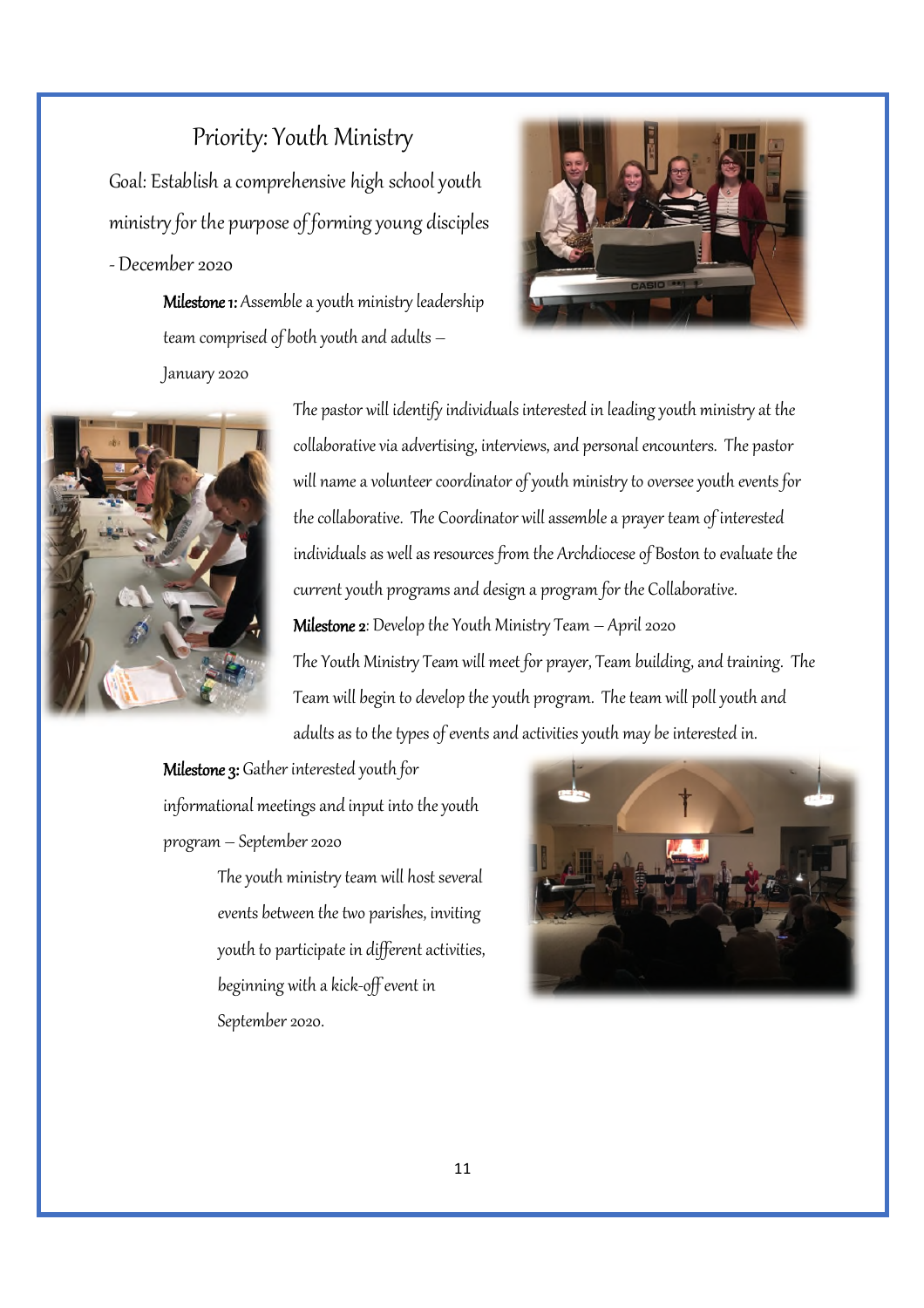## Priority: Youth Ministry

Goal: Establish a comprehensive high school youth ministry for the purpose of forming young disciples - December 2020

**Milestone 1:** Assemble a youth ministry leadership team comprised of both youth and adults – January 2020

The pastor will identify individuals interested in leading youth ministry at the collaborative via advertising, interviews, and personal encounters. The pastor will name a volunteer coordinator of youth ministry to oversee youth events for the collaborative. The Coordinator will assemble a prayer team of interested individuals as well as resources from the Archdiocese of Boston to evaluate the current youth programs and design a program for the Collaborative.

**Milestone 2**: Develop the Youth Ministry Team – April 2020

The Youth Ministry Team will meet for prayer, Team building, and training. The Team will begin to develop the youth program. The team will poll youth and adults as to the types of events and activities youth may be interested in.

**Milestone 3:** Gather interested youth for informational meetings and input into the youth program – September 2020

The youth ministry team will host several events between the two parishes, inviting youth to participate in different activities, beginning with a kick-off event in September 2020.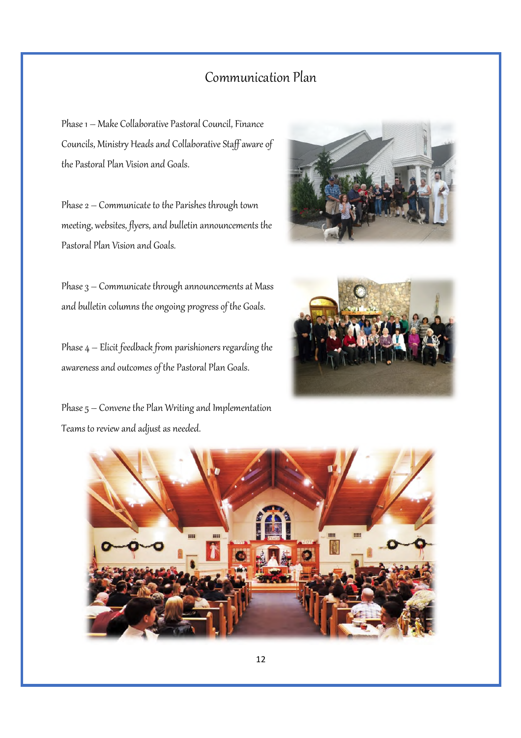# Communication Plan

Phase 1 – Make Collaborative Pastoral Council, Finance Councils, Ministry Heads and Collaborative Staff aware of the Pastoral Plan Vision and Goals.

Phase 2 – Communicate to the Parishes through town meeting, websites, flyers, and bulletin announcements the Pastoral Plan Vision and Goals.

Phase 3 – Communicate through announcements at Mass and bulletin columns the ongoing progress of the Goals.

Phase 4 – Elicit feedback from parishioners regarding the awareness and outcomes of the Pastoral Plan Goals.

Phase 5 – Convene the Plan Writing and Implementation Teams to review and adjust as needed.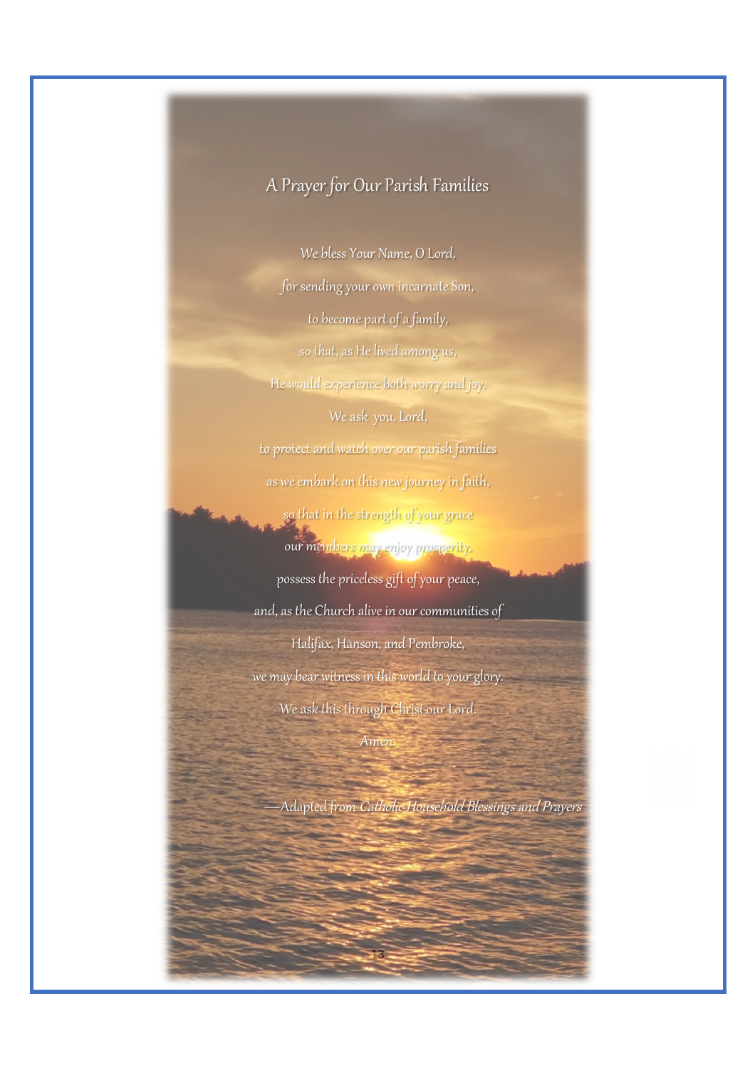# A Prayer for Our Parish Families

We bless Your Name, O Lord,
for sending your own incarnate Son,
to become part of a family,
so that, as He lived among us,
He would experience both worry and joy.
We ask you, Lord,
to protect and watch over our parish families
as we embark on this new journey in faith,
so that in the strength of your grace
our members may enjoy prosperity,
possess the priceless gift of your peace,
and, as the Church alive in our communities of
Halifax, Hanson, and Pembroke,
we may bear witness in this world to your glory.
We ask this through Christ our Lord.
Amen.

—Adapted from *Catholic Household Blessings and Prayers*